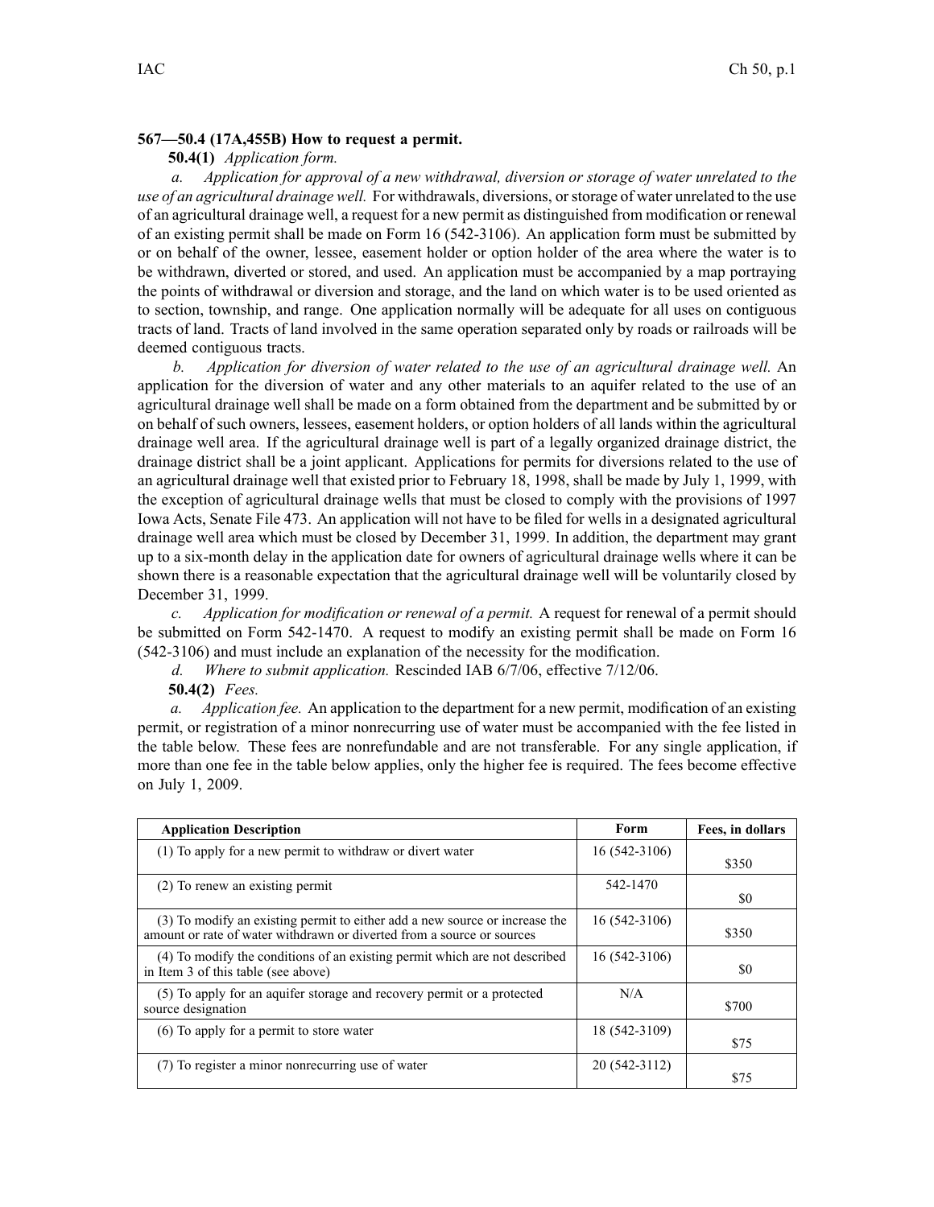**567—50.4 (17A,455B) How to request a permit.**

**50.4(1)** *Application form.*

*a. Application for approval of a new withdrawal, diversion or storage of water unrelated to the use of an agricultural drainage well.* For withdrawals, diversions, or storage of water unrelated to the use of an agricultural drainage well, a request for a new permit as distinguished from modification or renewal of an existing permit shall be made on Form 16 (542-3106). An application form must be submitted by or on behalf of the owner, lessee, easement holder or option holder of the area where the water is to be withdrawn, diverted or stored, and used. An application must be accompanied by a map portraying the points of withdrawal or diversion and storage, and the land on which water is to be used oriented as to section, township, and range. One application normally will be adequate for all uses on contiguous tracts of land. Tracts of land involved in the same operation separated only by roads or railroads will be deemed contiguous tracts.

*b. Application for diversion of water related to the use of an agricultural drainage well.* An application for the diversion of water and any other materials to an aquifer related to the use of an agricultural drainage well shall be made on a form obtained from the department and be submitted by or on behalf of such owners, lessees, easement holders, or option holders of all lands within the agricultural drainage well area. If the agricultural drainage well is part of a legally organized drainage district, the drainage district shall be a joint applicant. Applications for permits for diversions related to the use of an agricultural drainage well that existed prior to February 18, 1998, shall be made by July 1, 1999, with the exception of agricultural drainage wells that must be closed to comply with the provisions of 1997 Iowa Acts, Senate File 473. An application will not have to be filed for wells in a designated agricultural drainage well area which must be closed by December 31, 1999. In addition, the department may grant up to a six-month delay in the application date for owners of agricultural drainage wells where it can be shown there is a reasonable expectation that the agricultural drainage well will be voluntarily closed by December 31, 1999.

*c. Application for modification or renewal of a permit.* A request for renewal of a permit should be submitted on Form 542-1470. A request to modify an existing permit shall be made on Form 16 (542-3106) and must include an explanation of the necessity for the modification.

*d. Where to submit application.* Rescinded IAB 6/7/06, effective 7/12/06.

**50.4(2)** *Fees.*

*a. Application fee.* An application to the department for a new permit, modification of an existing permit, or registration of a minor nonrecurring use of water must be accompanied with the fee listed in the table below. These fees are nonrefundable and are not transferable. For any single application, if more than one fee in the table below applies, only the higher fee is required. The fees become effective on July 1, 2009.

| Application Description | Form | Fees, in dollars |
|---|---|---|
| (1) To apply for a new permit to withdraw or divert water | 16 (542-3106) | $350 |
| (2) To renew an existing permit | 542-1470 | $0 |
| (3) To modify an existing permit to either add a new source or increase the amount or rate of water withdrawn or diverted from a source or sources | 16 (542-3106) | $350 |
| (4) To modify the conditions of an existing permit which are not described in Item 3 of this table (see above) | 16 (542-3106) | $0 |
| (5) To apply for an aquifer storage and recovery permit or a protected source designation | N/A | $700 |
| (6) To apply for a permit to store water | 18 (542-3109) | $75 |
| (7) To register a minor nonrecurring use of water | 20 (542-3112) | $75 |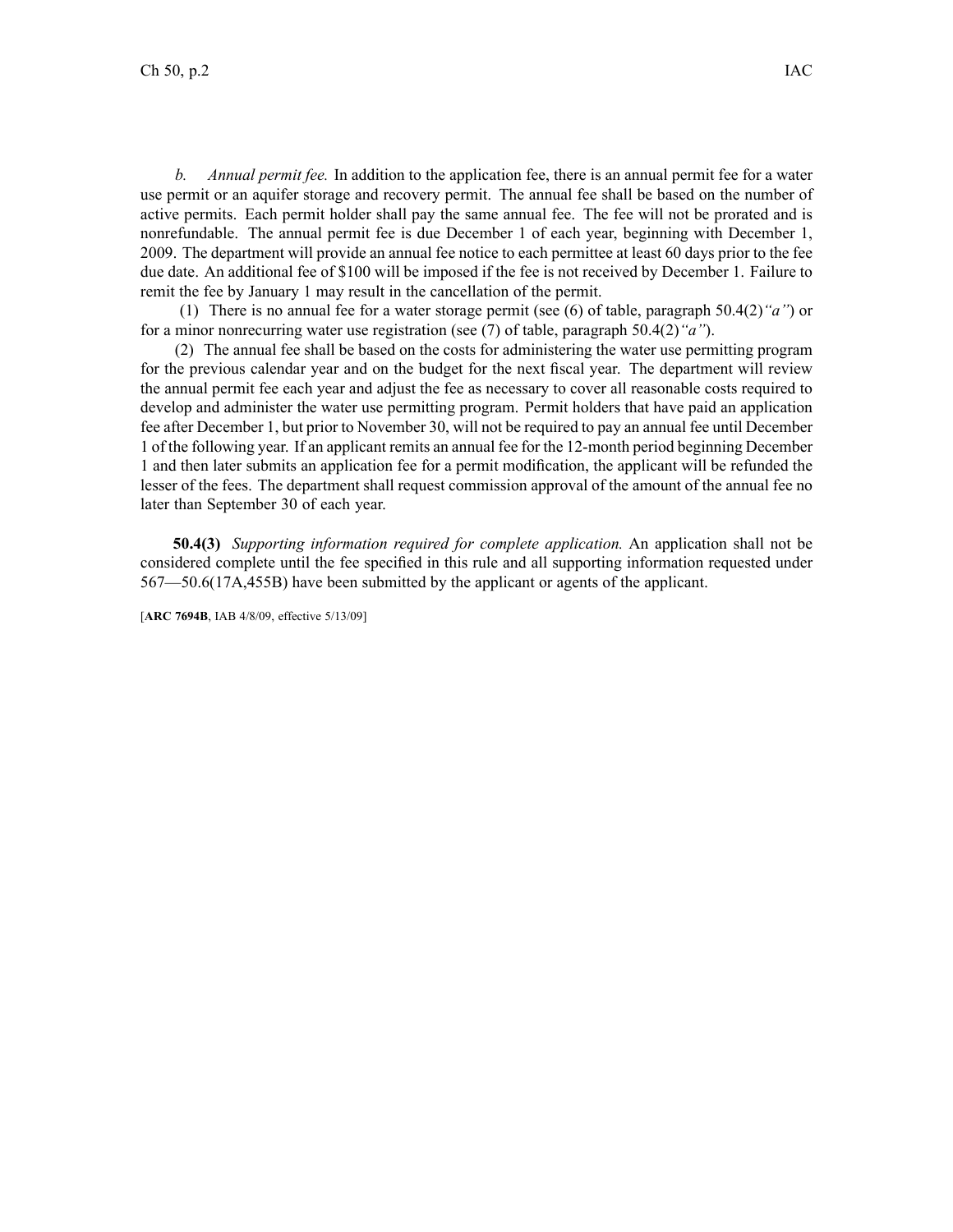*b. Annual permit fee.* In addition to the application fee, there is an annual permit fee for a water use permit or an aquifer storage and recovery permit. The annual fee shall be based on the number of active permits. Each permit holder shall pay the same annual fee. The fee will not be prorated and is nonrefundable. The annual permit fee is due December 1 of each year, beginning with December 1, 2009. The department will provide an annual fee notice to each permittee at least 60 days prior to the fee due date. An additional fee of $100 will be imposed if the fee is not received by December 1. Failure to remit the fee by January 1 may result in the cancellation of the permit.

(1) There is no annual fee for a water storage permit (see (6) of table, paragraph 50.4(2)*"a"*) or for a minor nonrecurring water use registration (see (7) of table, paragraph 50.4(2)*"a"*).

(2) The annual fee shall be based on the costs for administering the water use permitting program for the previous calendar year and on the budget for the next fiscal year. The department will review the annual permit fee each year and adjust the fee as necessary to cover all reasonable costs required to develop and administer the water use permitting program. Permit holders that have paid an application fee after December 1, but prior to November 30, will not be required to pay an annual fee until December 1 of the following year. If an applicant remits an annual fee for the 12-month period beginning December 1 and then later submits an application fee for a permit modification, the applicant will be refunded the lesser of the fees. The department shall request commission approval of the amount of the annual fee no later than September 30 of each year.

**50.4(3)** *Supporting information required for complete application.* An application shall not be considered complete until the fee specified in this rule and all supporting information requested under 567—50.6(17A,455B) have been submitted by the applicant or agents of the applicant.

[**ARC 7694B**, IAB 4/8/09, effective 5/13/09]